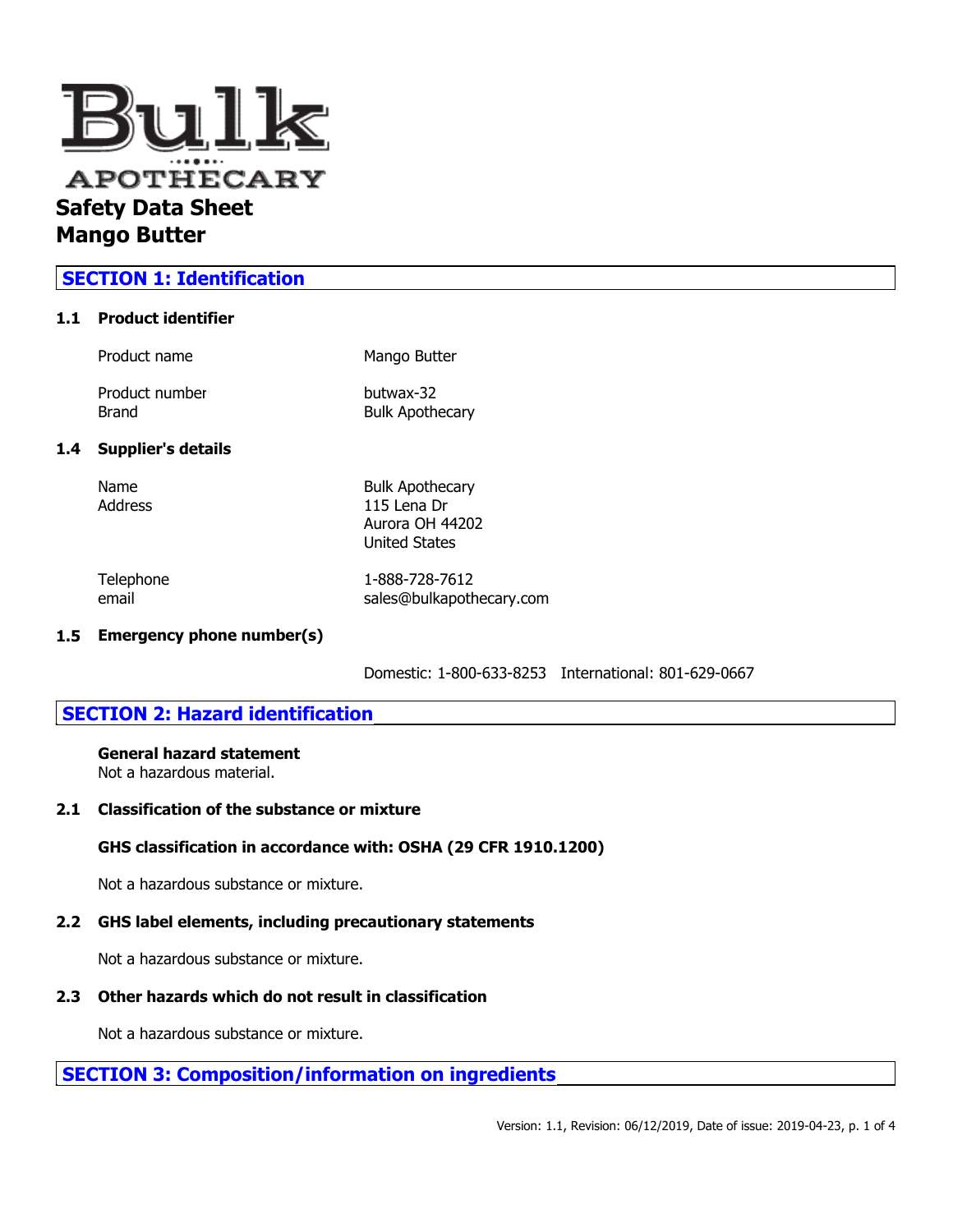Bulk APOTHECARY

# Safety Data Sheet
# Mango Butter

## SECTION 1: Identification

### 1.1 Product identifier

| | |
|---|---|
| Product name | Mango Butter |
| Product number | butwax-32 |
| Brand | Bulk Apothecary |

### 1.4 Supplier's details

| | |
|---|---|
| Name | Bulk Apothecary |
| Address | 115 Lena Dr<br>Aurora OH 44202<br>United States |
| Telephone | 1-888-728-7612 |
| email | sales@bulkapothecary.com |

### 1.5 Emergency phone number(s)

Domestic: 1-800-633-8253 International: 801-629-0667

## SECTION 2: Hazard identification

**General hazard statement**
Not a hazardous material.

### 2.1 Classification of the substance or mixture

**GHS classification in accordance with: OSHA (29 CFR 1910.1200)**

Not a hazardous substance or mixture.

### 2.2 GHS label elements, including precautionary statements

Not a hazardous substance or mixture.

### 2.3 Other hazards which do not result in classification

Not a hazardous substance or mixture.

## SECTION 3: Composition/information on ingredients

Version: 1.1, Revision: 06/12/2019, Date of issue: 2019-04-23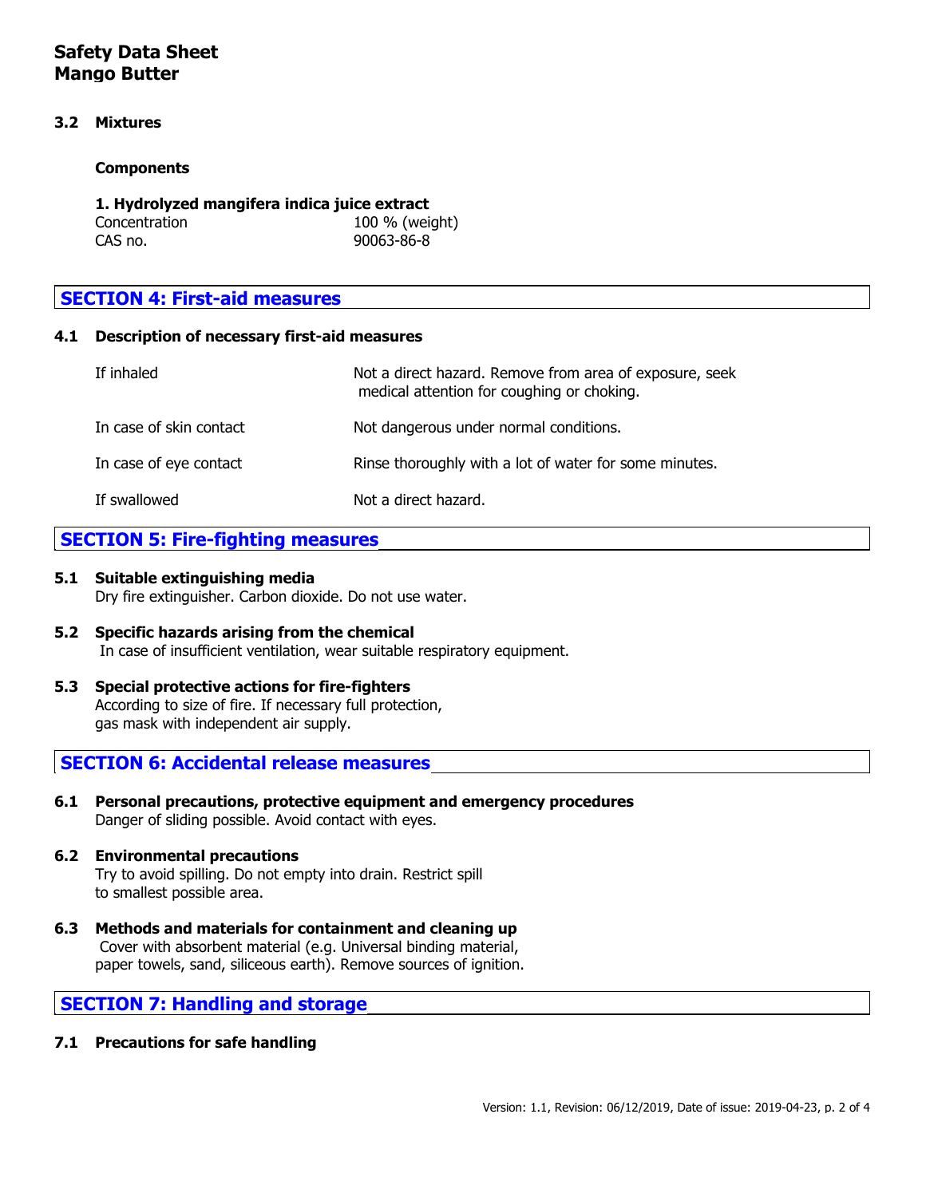**Safety Data Sheet**
**Mango Butter**

### 3.2 Mixtures

**Components**

**1. Hydrolyzed mangifera indica juice extract**

| | |
|---|---|
| Concentration | 100 % (weight) |
| CAS no. | 90063-86-8 |

## SECTION 4: First-aid measures

### 4.1 Description of necessary first-aid measures

| | |
|---|---|
| If inhaled | Not a direct hazard. Remove from area of exposure, seek medical attention for coughing or choking. |
| In case of skin contact | Not dangerous under normal conditions. |
| In case of eye contact | Rinse thoroughly with a lot of water for some minutes. |
| If swallowed | Not a direct hazard. |

## SECTION 5: Fire-fighting measures

### 5.1 Suitable extinguishing media

Dry fire extinguisher. Carbon dioxide. Do not use water.

### 5.2 Specific hazards arising from the chemical

In case of insufficient ventilation, wear suitable respiratory equipment.

### 5.3 Special protective actions for fire-fighters

According to size of fire. If necessary full protection, gas mask with independent air supply.

## SECTION 6: Accidental release measures

### 6.1 Personal precautions, protective equipment and emergency procedures

Danger of sliding possible. Avoid contact with eyes.

### 6.2 Environmental precautions

Try to avoid spilling. Do not empty into drain. Restrict spill to smallest possible area.

### 6.3 Methods and materials for containment and cleaning up

Cover with absorbent material (e.g. Universal binding material, paper towels, sand, siliceous earth). Remove sources of ignition.

## SECTION 7: Handling and storage

### 7.1 Precautions for safe handling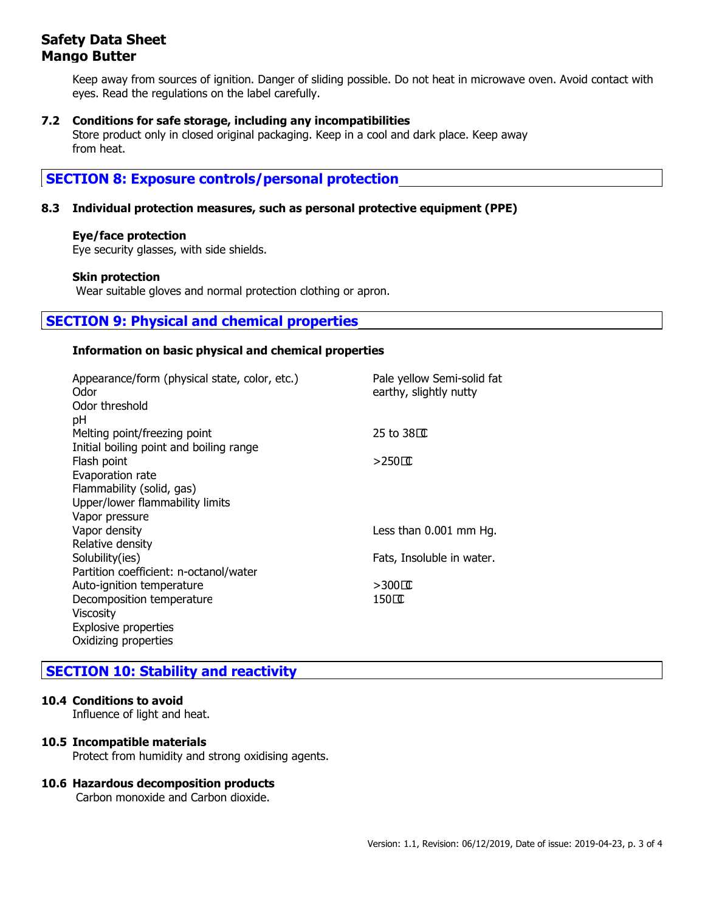Keep away from sources of ignition. Danger of sliding possible. Do not heat in microwave oven. Avoid contact with eyes. Read the regulations on the label carefully.

**7.2 Conditions for safe storage, including any incompatibilities**

Store product only in closed original packaging. Keep in a cool and dark place. Keep away from heat.

## SECTION 8: Exposure controls/personal protection

**8.3 Individual protection measures, such as personal protective equipment (PPE)**

**Eye/face protection**

Eye security glasses, with side shields.

**Skin protection**

Wear suitable gloves and normal protection clothing or apron.

## SECTION 9: Physical and chemical properties

**Information on basic physical and chemical properties**

| Property | Value |
| --- | --- |
| Appearance/form (physical state, color, etc.) | Pale yellow Semi-solid fat |
| Odor | earthy, slightly nutty |
| Odor threshold | |
| pH | |
| Melting point/freezing point | 25 to 38℃ |
| Initial boiling point and boiling range | |
| Flash point | >250℃ |
| Evaporation rate | |
| Flammability (solid, gas) | |
| Upper/lower flammability limits | |
| Vapor pressure | |
| Vapor density | Less than 0.001 mm Hg. |
| Relative density | |
| Solubility(ies) | Fats, Insoluble in water. |
| Partition coefficient: n-octanol/water | |
| Auto-ignition temperature | >300℃ |
| Decomposition temperature | 150℃ |
| Viscosity | |
| Explosive properties | |
| Oxidizing properties | |

## SECTION 10: Stability and reactivity

**10.4 Conditions to avoid**

Influence of light and heat.

**10.5 Incompatible materials**

Protect from humidity and strong oxidising agents.

**10.6 Hazardous decomposition products**

Carbon monoxide and Carbon dioxide.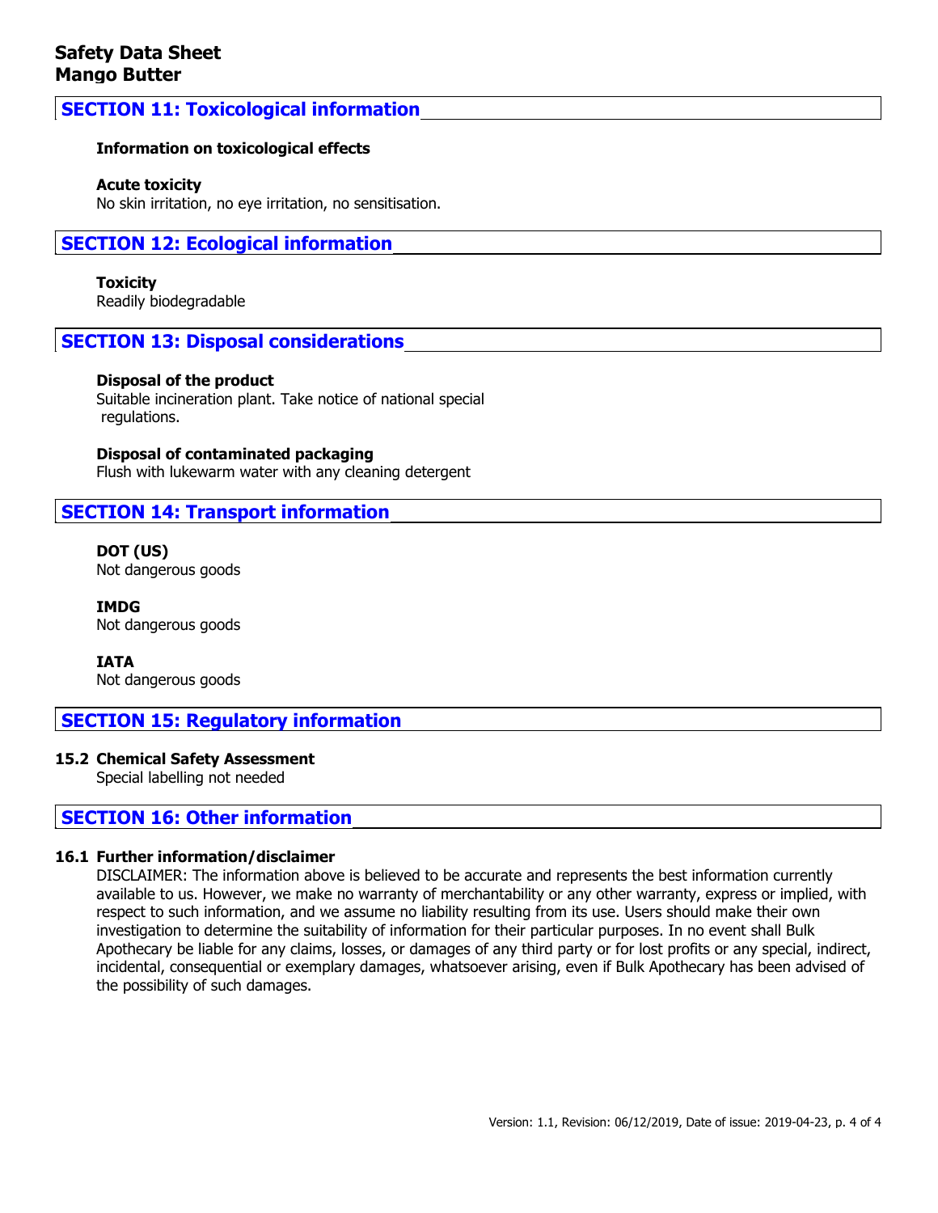## SECTION 11: Toxicological information

**Information on toxicological effects**

**Acute toxicity**
No skin irritation, no eye irritation, no sensitisation.

## SECTION 12: Ecological information

**Toxicity**
Readily biodegradable

## SECTION 13: Disposal considerations

**Disposal of the product**
Suitable incineration plant. Take notice of national special regulations.

**Disposal of contaminated packaging**
Flush with lukewarm water with any cleaning detergent

## SECTION 14: Transport information

**DOT (US)**
Not dangerous goods

**IMDG**
Not dangerous goods

**IATA**
Not dangerous goods

## SECTION 15: Regulatory information

**15.2 Chemical Safety Assessment**
Special labelling not needed

## SECTION 16: Other information

**16.1 Further information/disclaimer**
DISCLAIMER: The information above is believed to be accurate and represents the best information currently available to us. However, we make no warranty of merchantability or any other warranty, express or implied, with respect to such information, and we assume no liability resulting from its use. Users should make their own investigation to determine the suitability of information for their particular purposes. In no event shall Bulk Apothecary be liable for any claims, losses, or damages of any third party or for lost profits or any special, indirect, incidental, consequential or exemplary damages, whatsoever arising, even if Bulk Apothecary has been advised of the possibility of such damages.